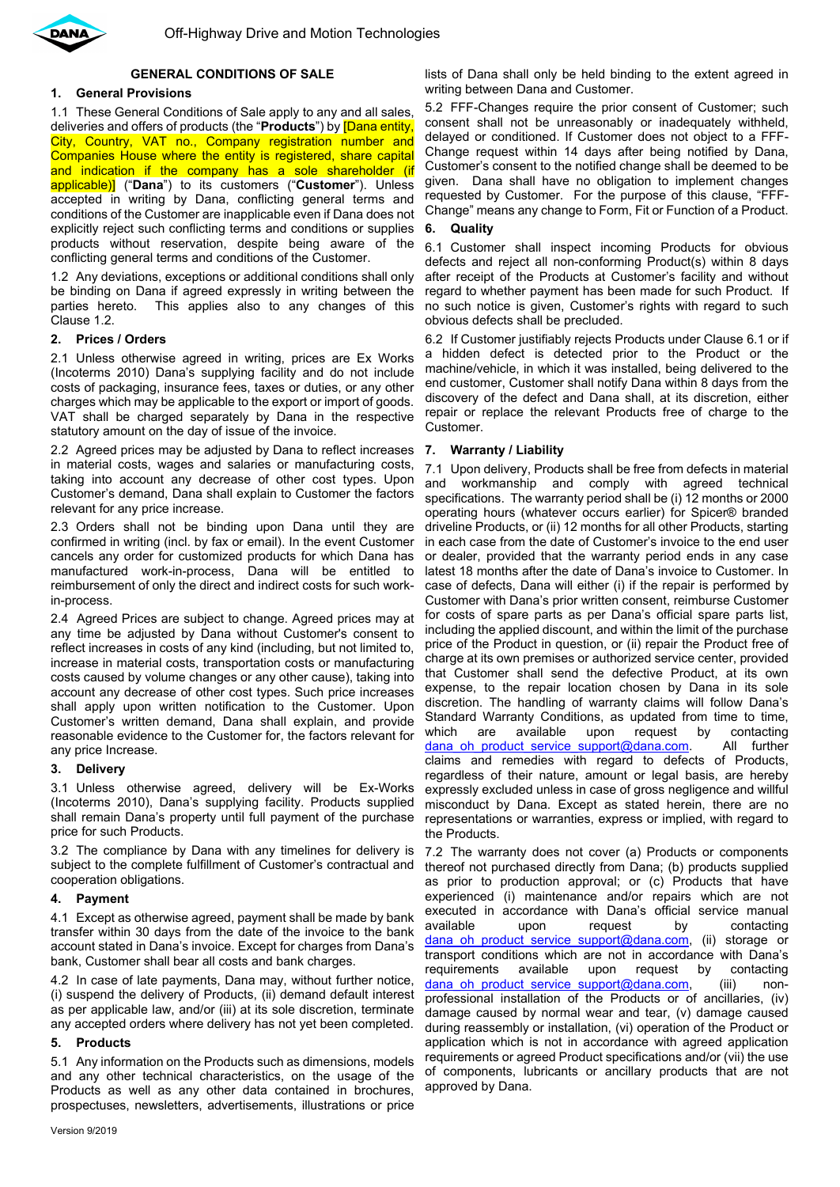# GENERAL CONDITIONS OF SALE

## 1. General Provisions

1.1 These General Conditions of Sale apply to any and all sales, deliveries and offers of products (the "**Products**") by [Dana entity, City, Country, VAT no., Company registration number and Companies House where the entity is registered, share capital and indication if the company has a sole shareholder (if applicable)] ("**Dana**") to its customers ("**Customer**"). Unless accepted in writing by Dana, conflicting general terms and conditions of the Customer are inapplicable even if Dana does not explicitly reject such conflicting terms and conditions or supplies products without reservation, despite being aware of the conflicting general terms and conditions of the Customer.

1.2 Any deviations, exceptions or additional conditions shall only be binding on Dana if agreed expressly in writing between the parties hereto. This applies also to any changes of this Clause 1.2.

## 2. Prices / Orders

2.1 Unless otherwise agreed in writing, prices are Ex Works (Incoterms 2010) Dana's supplying facility and do not include costs of packaging, insurance fees, taxes or duties, or any other charges which may be applicable to the export or import of goods. VAT shall be charged separately by Dana in the respective statutory amount on the day of issue of the invoice.

2.2 Agreed prices may be adjusted by Dana to reflect increases in material costs, wages and salaries or manufacturing costs, taking into account any decrease of other cost types. Upon Customer's demand, Dana shall explain to Customer the factors relevant for any price increase.

2.3 Orders shall not be binding upon Dana until they are confirmed in writing (incl. by fax or email). In the event Customer cancels any order for customized products for which Dana has manufactured work-in-process, Dana will be entitled to reimbursement of only the direct and indirect costs for such work-in-process.

2.4 Agreed Prices are subject to change. Agreed prices may at any time be adjusted by Dana without Customer's consent to reflect increases in costs of any kind (including, but not limited to, increase in material costs, transportation costs or manufacturing costs caused by volume changes or any other cause), taking into account any decrease of other cost types. Such price increases shall apply upon written notification to the Customer. Upon Customer's written demand, Dana shall explain, and provide reasonable evidence to the Customer for, the factors relevant for any price Increase.

## 3. Delivery

3.1 Unless otherwise agreed, delivery will be Ex-Works (Incoterms 2010), Dana's supplying facility. Products supplied shall remain Dana's property until full payment of the purchase price for such Products.

3.2 The compliance by Dana with any timelines for delivery is subject to the complete fulfillment of Customer's contractual and cooperation obligations.

## 4. Payment

4.1 Except as otherwise agreed, payment shall be made by bank transfer within 30 days from the date of the invoice to the bank account stated in Dana's invoice. Except for charges from Dana's bank, Customer shall bear all costs and bank charges.

4.2 In case of late payments, Dana may, without further notice, (i) suspend the delivery of Products, (ii) demand default interest as per applicable law, and/or (iii) at its sole discretion, terminate any accepted orders where delivery has not yet been completed.

## 5. Products

5.1 Any information on the Products such as dimensions, models and any other technical characteristics, on the usage of the Products as well as any other data contained in brochures, prospectuses, newsletters, advertisements, illustrations or price lists of Dana shall only be held binding to the extent agreed in writing between Dana and Customer.

5.2 FFF-Changes require the prior consent of Customer; such consent shall not be unreasonably or inadequately withheld, delayed or conditioned. If Customer does not object to a FFF-Change request within 14 days after being notified by Dana, Customer's consent to the notified change shall be deemed to be given. Dana shall have no obligation to implement changes requested by Customer. For the purpose of this clause, "FFF-Change" means any change to Form, Fit or Function of a Product.

## 6. Quality

6.1 Customer shall inspect incoming Products for obvious defects and reject all non-conforming Product(s) within 8 days after receipt of the Products at Customer's facility and without regard to whether payment has been made for such Product. If no such notice is given, Customer's rights with regard to such obvious defects shall be precluded.

6.2 If Customer justifiably rejects Products under Clause 6.1 or if a hidden defect is detected prior to the Product or the machine/vehicle, in which it was installed, being delivered to the end customer, Customer shall notify Dana within 8 days from the discovery of the defect and Dana shall, at its discretion, either repair or replace the relevant Products free of charge to the Customer.

## 7. Warranty / Liability

7.1 Upon delivery, Products shall be free from defects in material and workmanship and comply with agreed technical specifications. The warranty period shall be (i) 12 months or 2000 operating hours (whatever occurs earlier) for Spicer® branded driveline Products, or (ii) 12 months for all other Products, starting in each case from the date of Customer's invoice to the end user or dealer, provided that the warranty period ends in any case latest 18 months after the date of Dana's invoice to Customer. In case of defects, Dana will either (i) if the repair is performed by Customer with Dana's prior written consent, reimburse Customer for costs of spare parts as per Dana's official spare parts list, including the applied discount, and within the limit of the purchase price of the Product in question, or (ii) repair the Product free of charge at its own premises or authorized service center, provided that Customer shall send the defective Product, at its own expense, to the repair location chosen by Dana in its sole discretion. The handling of warranty claims will follow Dana's Standard Warranty Conditions, as updated from time to time, which are available upon request by contacting dana_oh_product_service_support@dana.com. All further claims and remedies with regard to defects of Products, regardless of their nature, amount or legal basis, are hereby expressly excluded unless in case of gross negligence and willful misconduct by Dana. Except as stated herein, there are no representations or warranties, express or implied, with regard to the Products.

7.2 The warranty does not cover (a) Products or components thereof not purchased directly from Dana; (b) products supplied as prior to production approval; or (c) Products that have experienced (i) maintenance and/or repairs which are not executed in accordance with Dana's official service manual available upon request by contacting dana_oh_product_service_support@dana.com, (ii) storage or transport conditions which are not in accordance with Dana's requirements available upon request by contacting dana_oh_product_service_support@dana.com, (iii) non-professional installation of the Products or of ancillaries, (iv) damage caused by normal wear and tear, (v) damage caused during reassembly or installation, (vi) operation of the Product or application which is not in accordance with agreed application requirements or agreed Product specifications and/or (vii) the use of components, lubricants or ancillary products that are not approved by Dana.

Version 9/2019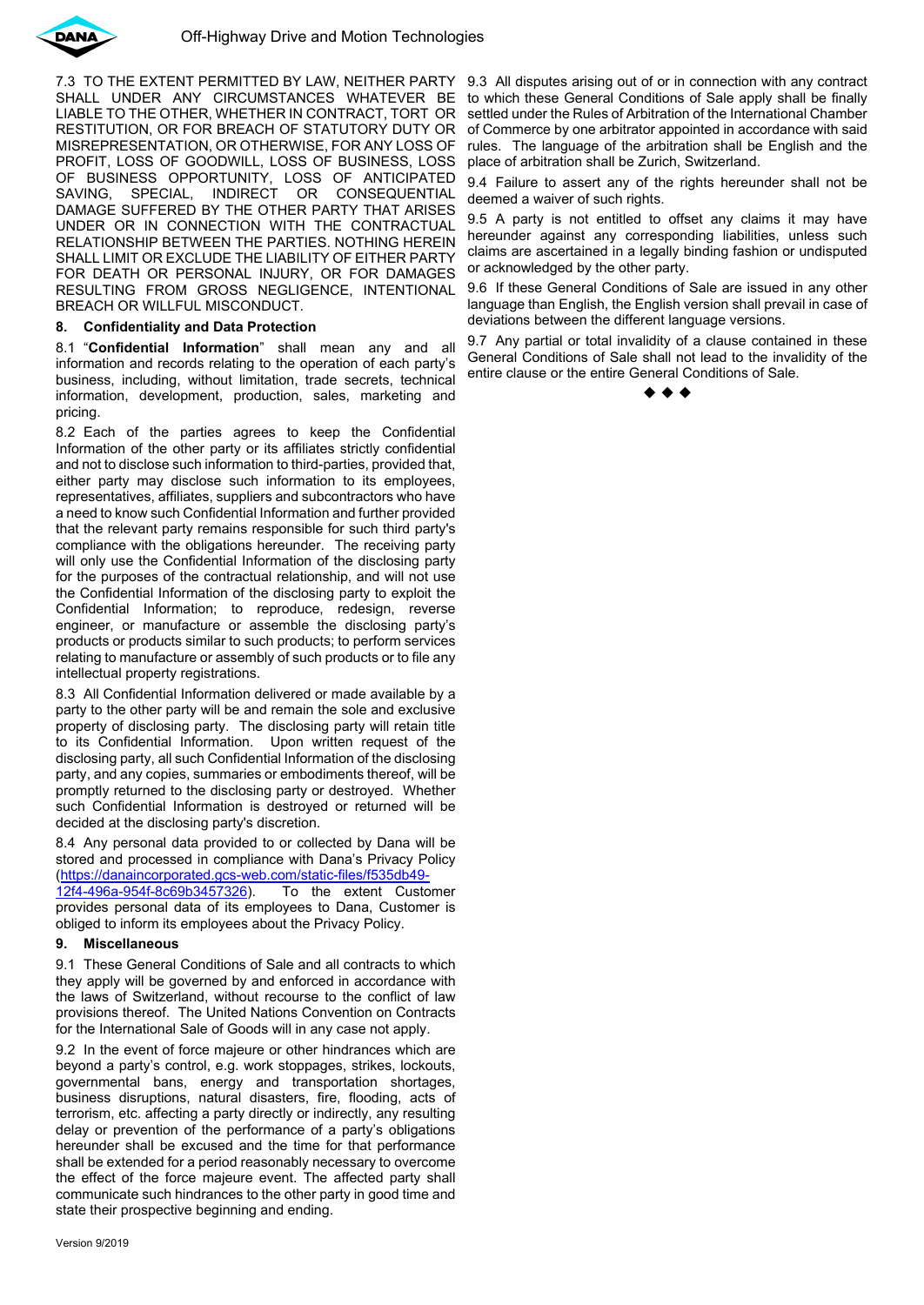7.3 TO THE EXTENT PERMITTED BY LAW, NEITHER PARTY SHALL UNDER ANY CIRCUMSTANCES WHATEVER BE LIABLE TO THE OTHER, WHETHER IN CONTRACT, TORT OR RESTITUTION, OR FOR BREACH OF STATUTORY DUTY OR MISREPRESENTATION, OR OTHERWISE, FOR ANY LOSS OF PROFIT, LOSS OF GOODWILL, LOSS OF BUSINESS, LOSS OF BUSINESS OPPORTUNITY, LOSS OF ANTICIPATED SAVING, SPECIAL, INDIRECT OR CONSEQUENTIAL DAMAGE SUFFERED BY THE OTHER PARTY THAT ARISES UNDER OR IN CONNECTION WITH THE CONTRACTUAL RELATIONSHIP BETWEEN THE PARTIES. NOTHING HEREIN SHALL LIMIT OR EXCLUDE THE LIABILITY OF EITHER PARTY FOR DEATH OR PERSONAL INJURY, OR FOR DAMAGES RESULTING FROM GROSS NEGLIGENCE, INTENTIONAL BREACH OR WILLFUL MISCONDUCT.

## 8. Confidentiality and Data Protection

8.1 "**Confidential Information**" shall mean any and all information and records relating to the operation of each party's business, including, without limitation, trade secrets, technical information, development, production, sales, marketing and pricing.

8.2 Each of the parties agrees to keep the Confidential Information of the other party or its affiliates strictly confidential and not to disclose such information to third-parties, provided that, either party may disclose such information to its employees, representatives, affiliates, suppliers and subcontractors who have a need to know such Confidential Information and further provided that the relevant party remains responsible for such third party's compliance with the obligations hereunder. The receiving party will only use the Confidential Information of the disclosing party for the purposes of the contractual relationship, and will not use the Confidential Information of the disclosing party to exploit the Confidential Information; to reproduce, redesign, reverse engineer, or manufacture or assemble the disclosing party's products or products similar to such products; to perform services relating to manufacture or assembly of such products or to file any intellectual property registrations.

8.3 All Confidential Information delivered or made available by a party to the other party will be and remain the sole and exclusive property of disclosing party. The disclosing party will retain title to its Confidential Information. Upon written request of the disclosing party, all such Confidential Information of the disclosing party, and any copies, summaries or embodiments thereof, will be promptly returned to the disclosing party or destroyed. Whether such Confidential Information is destroyed or returned will be decided at the disclosing party's discretion.

8.4 Any personal data provided to or collected by Dana will be stored and processed in compliance with Dana's Privacy Policy (https://danaincorporated.gcs-web.com/static-files/f535db49-12f4-496a-954f-8c69b3457326). To the extent Customer provides personal data of its employees to Dana, Customer is obliged to inform its employees about the Privacy Policy.

## 9. Miscellaneous

9.1 These General Conditions of Sale and all contracts to which they apply will be governed by and enforced in accordance with the laws of Switzerland, without recourse to the conflict of law provisions thereof. The United Nations Convention on Contracts for the International Sale of Goods will in any case not apply.

9.2 In the event of force majeure or other hindrances which are beyond a party's control, e.g. work stoppages, strikes, lockouts, governmental bans, energy and transportation shortages, business disruptions, natural disasters, fire, flooding, acts of terrorism, etc. affecting a party directly or indirectly, any resulting delay or prevention of the performance of a party's obligations hereunder shall be excused and the time for that performance shall be extended for a period reasonably necessary to overcome the effect of the force majeure event. The affected party shall communicate such hindrances to the other party in good time and state their prospective beginning and ending.

9.3 All disputes arising out of or in connection with any contract to which these General Conditions of Sale apply shall be finally settled under the Rules of Arbitration of the International Chamber of Commerce by one arbitrator appointed in accordance with said rules. The language of the arbitration shall be English and the place of arbitration shall be Zurich, Switzerland.

9.4 Failure to assert any of the rights hereunder shall not be deemed a waiver of such rights.

9.5 A party is not entitled to offset any claims it may have hereunder against any corresponding liabilities, unless such claims are ascertained in a legally binding fashion or undisputed or acknowledged by the other party.

9.6 If these General Conditions of Sale are issued in any other language than English, the English version shall prevail in case of deviations between the different language versions.

9.7 Any partial or total invalidity of a clause contained in these General Conditions of Sale shall not lead to the invalidity of the entire clause or the entire General Conditions of Sale.

◆ ◆ ◆